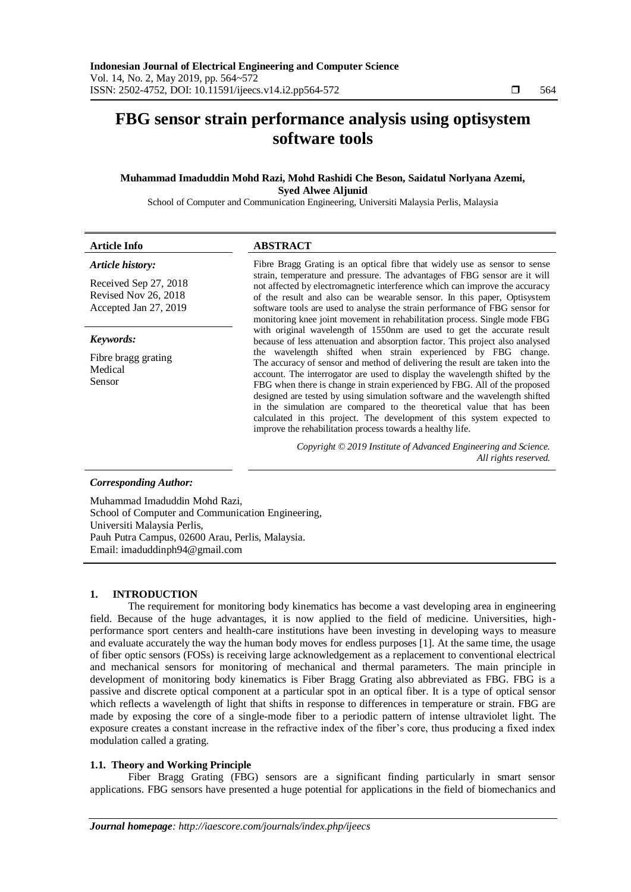# FBG sensor strain performance analysis using optisystem software tools

**Muhammad Imaduddin Mohd Razi, Mohd Rashidi Che Beson, Saidatul Norlyana Azemi, Syed Alwee Aljunid**

School of Computer and Communication Engineering, Universiti Malaysia Perlis, Malaysia

**Article Info**

***Article history:***

Received Sep 27, 2018
Revised Nov 26, 2018
Accepted Jan 27, 2019

***Keywords:***

Fibre bragg grating
Medical
Sensor

**ABSTRACT**

Fibre Bragg Grating is an optical fibre that widely use as sensor to sense strain, temperature and pressure. The advantages of FBG sensor are it will not affected by electromagnetic interference which can improve the accuracy of the result and also can be wearable sensor. In this paper, Optisystem software tools are used to analyse the strain performance of FBG sensor for monitoring knee joint movement in rehabilitation process. Single mode FBG with original wavelength of 1550nm are used to get the accurate result because of less attenuation and absorption factor. This project also analysed the wavelength shifted when strain experienced by FBG change. The accuracy of sensor and method of delivering the result are taken into the account. The interrogator are used to display the wavelength shifted by the FBG when there is change in strain experienced by FBG. All of the proposed designed are tested by using simulation software and the wavelength shifted in the simulation are compared to the theoretical value that has been calculated in this project. The development of this system expected to improve the rehabilitation process towards a healthy life.

*Copyright © 2019 Institute of Advanced Engineering and Science. All rights reserved.*

***Corresponding Author:***

Muhammad Imaduddin Mohd Razi,
School of Computer and Communication Engineering,
Universiti Malaysia Perlis,
Pauh Putra Campus, 02600 Arau, Perlis, Malaysia.
Email: imaduddinph94@gmail.com

## 1. INTRODUCTION

The requirement for monitoring body kinematics has become a vast developing area in engineering field. Because of the huge advantages, it is now applied to the field of medicine. Universities, high-performance sport centers and health-care institutions have been investing in developing ways to measure and evaluate accurately the way the human body moves for endless purposes [1]. At the same time, the usage of fiber optic sensors (FOSs) is receiving large acknowledgement as a replacement to conventional electrical and mechanical sensors for monitoring of mechanical and thermal parameters. The main principle in development of monitoring body kinematics is Fiber Bragg Grating also abbreviated as FBG. FBG is a passive and discrete optical component at a particular spot in an optical fiber. It is a type of optical sensor which reflects a wavelength of light that shifts in response to differences in temperature or strain. FBG are made by exposing the core of a single-mode fiber to a periodic pattern of intense ultraviolet light. The exposure creates a constant increase in the refractive index of the fiber's core, thus producing a fixed index modulation called a grating.

### 1.1. Theory and Working Principle

Fiber Bragg Grating (FBG) sensors are a significant finding particularly in smart sensor applications. FBG sensors have presented a huge potential for applications in the field of biomechanics and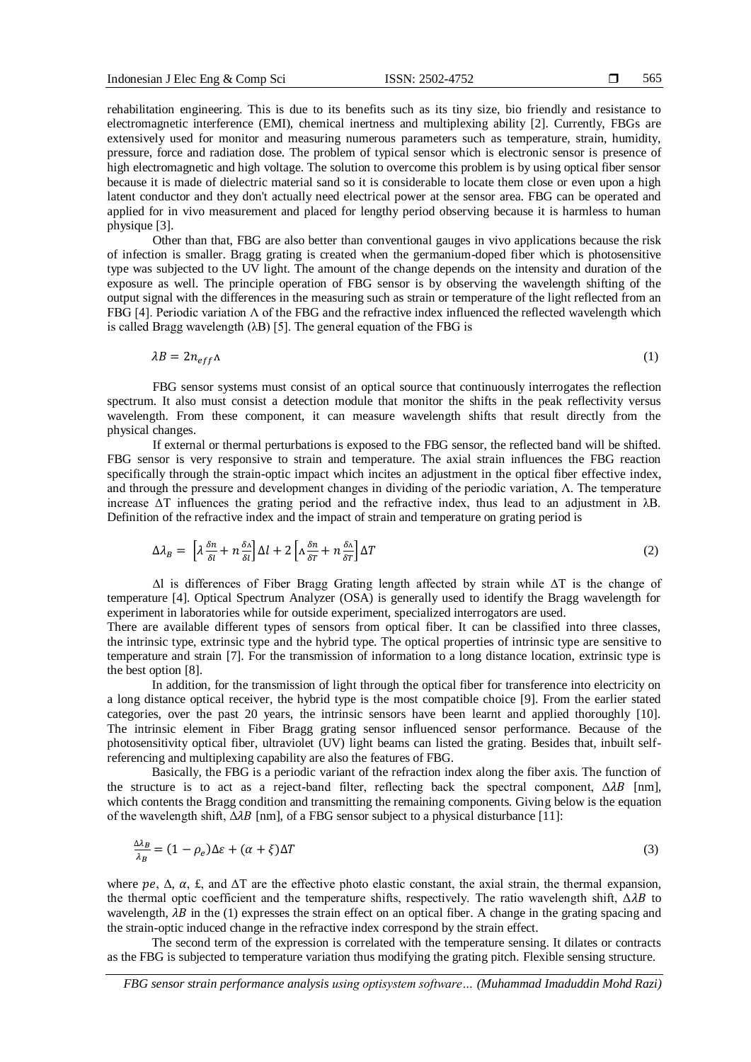rehabilitation engineering. This is due to its benefits such as its tiny size, bio friendly and resistance to electromagnetic interference (EMI), chemical inertness and multiplexing ability [2]. Currently, FBGs are extensively used for monitor and measuring numerous parameters such as temperature, strain, humidity, pressure, force and radiation dose. The problem of typical sensor which is electronic sensor is presence of high electromagnetic and high voltage. The solution to overcome this problem is by using optical fiber sensor because it is made of dielectric material sand so it is considerable to locate them close or even upon a high latent conductor and they don't actually need electrical power at the sensor area. FBG can be operated and applied for in vivo measurement and placed for lengthy period observing because it is harmless to human physique [3].

Other than that, FBG are also better than conventional gauges in vivo applications because the risk of infection is smaller. Bragg grating is created when the germanium-doped fiber which is photosensitive type was subjected to the UV light. The amount of the change depends on the intensity and duration of the exposure as well. The principle operation of FBG sensor is by observing the wavelength shifting of the output signal with the differences in the measuring such as strain or temperature of the light reflected from an FBG [4]. Periodic variation $\Lambda$ of the FBG and the refractive index influenced the reflected wavelength which is called Bragg wavelength ($\lambda B$) [5]. The general equation of the FBG is

$$\lambda B = 2n_{eff}\Lambda \tag{1}$$

FBG sensor systems must consist of an optical source that continuously interrogates the reflection spectrum. It also must consist a detection module that monitor the shifts in the peak reflectivity versus wavelength. From these component, it can measure wavelength shifts that result directly from the physical changes.

If external or thermal perturbations is exposed to the FBG sensor, the reflected band will be shifted. FBG sensor is very responsive to strain and temperature. The axial strain influences the FBG reaction specifically through the strain-optic impact which incites an adjustment in the optical fiber effective index, and through the pressure and development changes in dividing of the periodic variation, $\Lambda$. The temperature increase $\Delta T$ influences the grating period and the refractive index, thus lead to an adjustment in $\lambda B$. Definition of the refractive index and the impact of strain and temperature on grating period is

$$\Delta\lambda_B = \left[\lambda \frac{\delta n}{\delta l} + n\frac{\delta \Lambda}{\delta l}\right]\Delta l + 2\left[\Lambda \frac{\delta n}{\delta T} + n\frac{\delta \Lambda}{\delta T}\right]\Delta T \tag{2}$$

$\Delta l$ is differences of Fiber Bragg Grating length affected by strain while $\Delta T$ is the change of temperature [4]. Optical Spectrum Analyzer (OSA) is generally used to identify the Bragg wavelength for experiment in laboratories while for outside experiment, specialized interrogators are used.

There are available different types of sensors from optical fiber. It can be classified into three classes, the intrinsic type, extrinsic type and the hybrid type. The optical properties of intrinsic type are sensitive to temperature and strain [7]. For the transmission of information to a long distance location, extrinsic type is the best option [8].

In addition, for the transmission of light through the optical fiber for transference into electricity on a long distance optical receiver, the hybrid type is the most compatible choice [9]. From the earlier stated categories, over the past 20 years, the intrinsic sensors have been learnt and applied thoroughly [10]. The intrinsic element in Fiber Bragg grating sensor influenced sensor performance. Because of the photosensitivity optical fiber, ultraviolet (UV) light beams can listed the grating. Besides that, inbuilt self-referencing and multiplexing capability are also the features of FBG.

Basically, the FBG is a periodic variant of the refraction index along the fiber axis. The function of the structure is to act as a reject-band filter, reflecting back the spectral component, $\Delta\lambda B$ [nm], which contents the Bragg condition and transmitting the remaining components. Giving below is the equation of the wavelength shift, $\Delta\lambda B$ [nm], of a FBG sensor subject to a physical disturbance [11]:

$$\frac{\Delta\lambda_B}{\lambda_B} = (1 - \rho_e)\Delta\varepsilon + (\alpha + \xi)\Delta T \tag{3}$$

where $pe$, $\Delta$, $\alpha$, £, and $\Delta T$ are the effective photo elastic constant, the axial strain, the thermal expansion, the thermal optic coefficient and the temperature shifts, respectively. The ratio wavelength shift, $\Delta\lambda B$ to wavelength, $\lambda B$ in the (1) expresses the strain effect on an optical fiber. A change in the grating spacing and the strain-optic induced change in the refractive index correspond by the strain effect.

The second term of the expression is correlated with the temperature sensing. It dilates or contracts as the FBG is subjected to temperature variation thus modifying the grating pitch. Flexible sensing structure.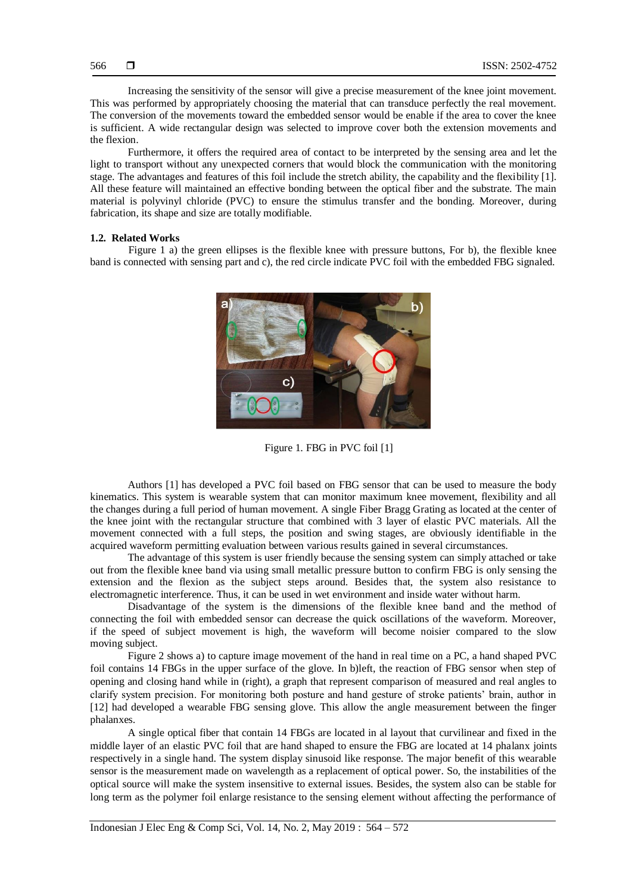Increasing the sensitivity of the sensor will give a precise measurement of the knee joint movement. This was performed by appropriately choosing the material that can transduce perfectly the real movement. The conversion of the movements toward the embedded sensor would be enable if the area to cover the knee is sufficient. A wide rectangular design was selected to improve cover both the extension movements and the flexion.

Furthermore, it offers the required area of contact to be interpreted by the sensing area and let the light to transport without any unexpected corners that would block the communication with the monitoring stage. The advantages and features of this foil include the stretch ability, the capability and the flexibility [1]. All these feature will maintained an effective bonding between the optical fiber and the substrate. The main material is polyvinyl chloride (PVC) to ensure the stimulus transfer and the bonding. Moreover, during fabrication, its shape and size are totally modifiable.

### 1.2. Related Works

Figure 1 a) the green ellipses is the flexible knee with pressure buttons, For b), the flexible knee band is connected with sensing part and c), the red circle indicate PVC foil with the embedded FBG signaled.

a)
b)
c)

Figure 1. FBG in PVC foil [1]

Authors [1] has developed a PVC foil based on FBG sensor that can be used to measure the body kinematics. This system is wearable system that can monitor maximum knee movement, flexibility and all the changes during a full period of human movement. A single Fiber Bragg Grating as located at the center of the knee joint with the rectangular structure that combined with 3 layer of elastic PVC materials. All the movement connected with a full steps, the position and swing stages, are obviously identifiable in the acquired waveform permitting evaluation between various results gained in several circumstances.

The advantage of this system is user friendly because the sensing system can simply attached or take out from the flexible knee band via using small metallic pressure button to confirm FBG is only sensing the extension and the flexion as the subject steps around. Besides that, the system also resistance to electromagnetic interference. Thus, it can be used in wet environment and inside water without harm.

Disadvantage of the system is the dimensions of the flexible knee band and the method of connecting the foil with embedded sensor can decrease the quick oscillations of the waveform. Moreover, if the speed of subject movement is high, the waveform will become noisier compared to the slow moving subject.

Figure 2 shows a) to capture image movement of the hand in real time on a PC, a hand shaped PVC foil contains 14 FBGs in the upper surface of the glove. In b)left, the reaction of FBG sensor when step of opening and closing hand while in (right), a graph that represent comparison of measured and real angles to clarify system precision. For monitoring both posture and hand gesture of stroke patients' brain, author in [12] had developed a wearable FBG sensing glove. This allow the angle measurement between the finger phalanxes.

A single optical fiber that contain 14 FBGs are located in al layout that curvilinear and fixed in the middle layer of an elastic PVC foil that are hand shaped to ensure the FBG are located at 14 phalanx joints respectively in a single hand. The system display sinusoid like response. The major benefit of this wearable sensor is the measurement made on wavelength as a replacement of optical power. So, the instabilities of the optical source will make the system insensitive to external issues. Besides, the system also can be stable for long term as the polymer foil enlarge resistance to the sensing element without affecting the performance of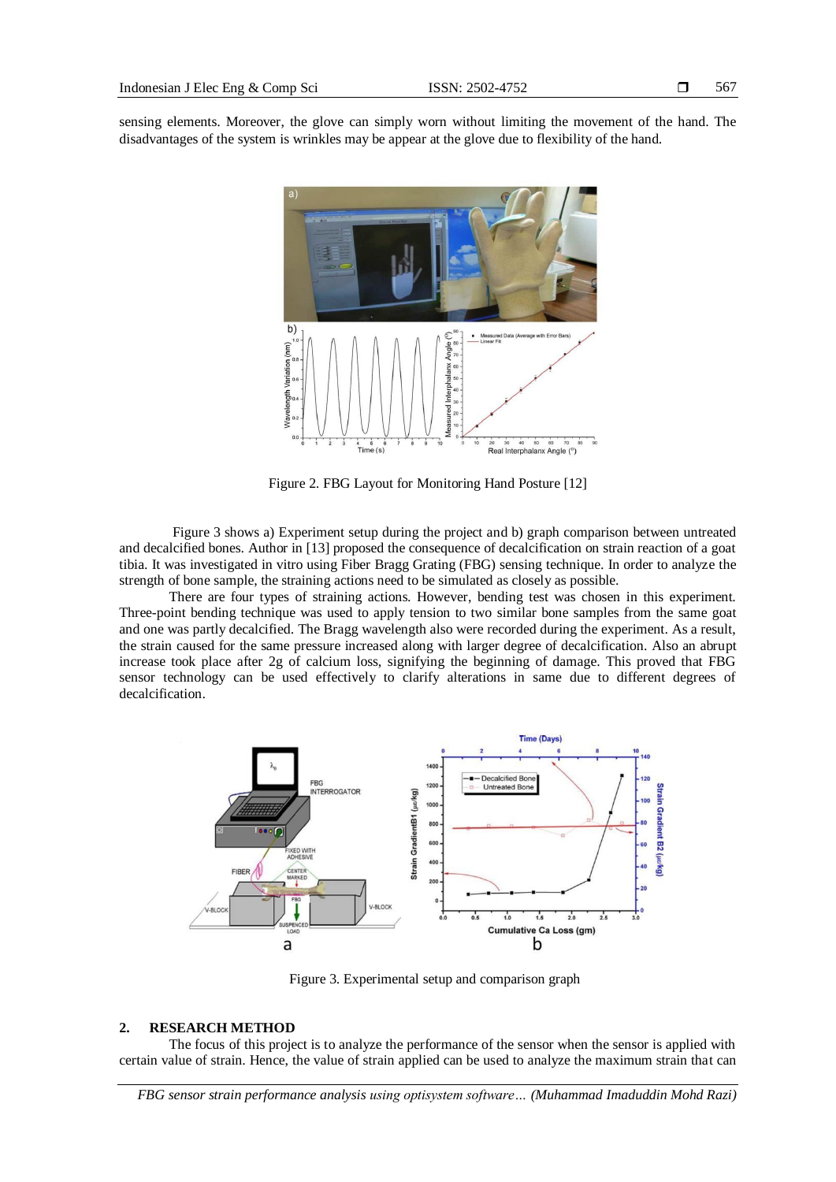sensing elements. Moreover, the glove can simply worn without limiting the movement of the hand. The disadvantages of the system is wrinkles may be appear at the glove due to flexibility of the hand.

a)

b)

Wavelength Variation (nm)

1.0
0.8
0.6
0.4
0.2
0.0

0 1 2 3 4 5 6 7 8 9 10

Time (s)

Measured Interphalanx Angle (°)

90
80
70
60
50
40
30
20
10
0

0 10 20 30 40 50 60 70 80 90

Real Interphalanx Angle (°)

Measured Data (Average with Error Bars)

Linear Fit

Figure 2. FBG Layout for Monitoring Hand Posture [12]

Figure 3 shows a) Experiment setup during the project and b) graph comparison between untreated and decalcified bones. Author in [13] proposed the consequence of decalcification on strain reaction of a goat tibia. It was investigated in vitro using Fiber Bragg Grating (FBG) sensing technique. In order to analyze the strength of bone sample, the straining actions need to be simulated as closely as possible.

There are four types of straining actions. However, bending test was chosen in this experiment. Three-point bending technique was used to apply tension to two similar bone samples from the same goat and one was partly decalcified. The Bragg wavelength also were recorded during the experiment. As a result, the strain caused for the same pressure increased along with larger degree of decalcification. Also an abrupt increase took place after 2g of calcium loss, signifying the beginning of damage. This proved that FBG sensor technology can be used effectively to clarify alterations in same due to different degrees of decalcification.

$\lambda_B$

FBG INTERROGATOR

FIXED WITH ADHESIVE

FIBER

CENTER MARKED

FBG

V-BLOCK

V-BLOCK

SUSPENCED LOAD

a

Time (Days)

0 2 4 6 8 10

Strain GradientB1 ($\mu\varepsilon$/kg)

1400
1200
1000
800
600
400
200
0

Decalcified Bone

Untreated Bone

Strain Gradient B2 ($\mu\varepsilon$/kg)

140
120
100
80
60
40
20
0

0.0 0.5 1.0 1.5 2.0 2.5 3.0

Cumulative Ca Loss (gm)

b

Figure 3. Experimental setup and comparison graph

## 2. RESEARCH METHOD

The focus of this project is to analyze the performance of the sensor when the sensor is applied with certain value of strain. Hence, the value of strain applied can be used to analyze the maximum strain that can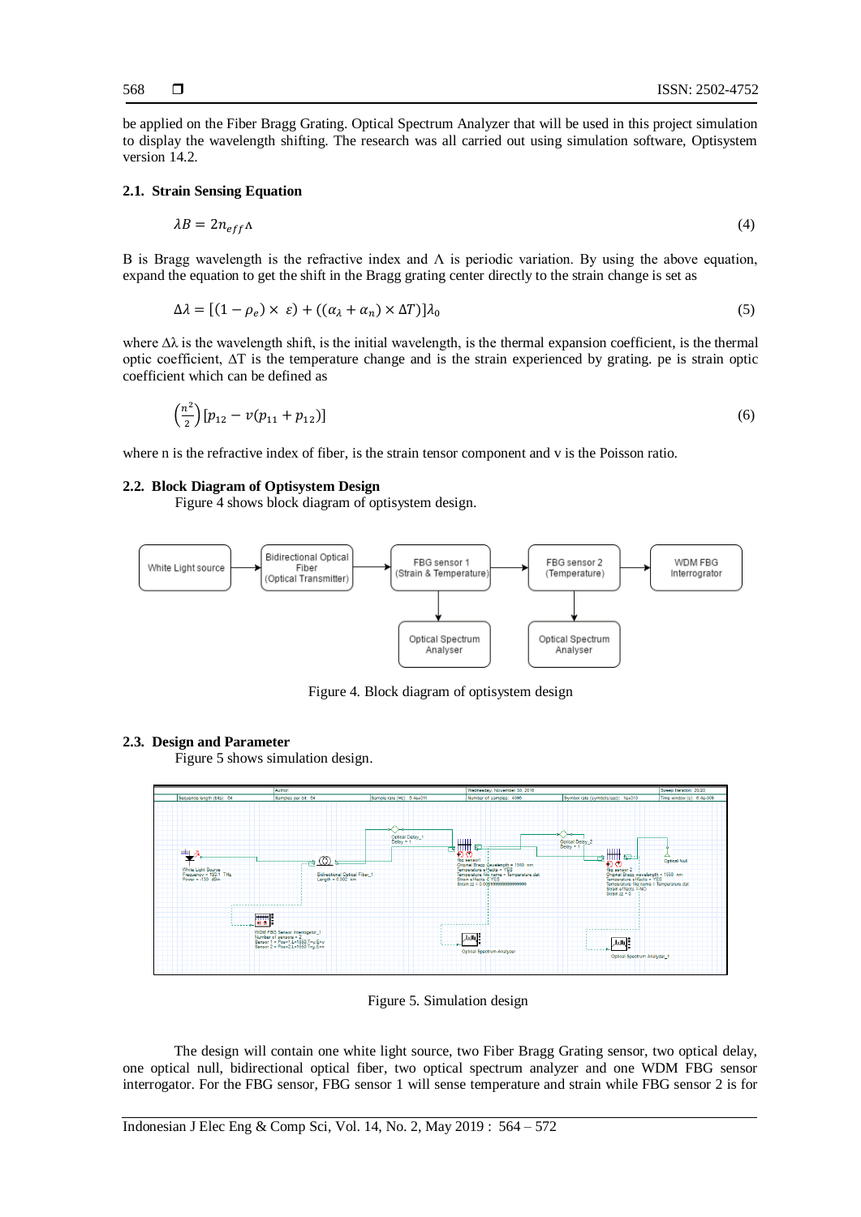be applied on the Fiber Bragg Grating. Optical Spectrum Analyzer that will be used in this project simulation to display the wavelength shifting. The research was all carried out using simulation software, Optisystem version 14.2.

### 2.1. Strain Sensing Equation

$$\lambda B = 2n_{eff}\Lambda \tag{4}$$

B is Bragg wavelength is the refractive index and Λ is periodic variation. By using the above equation, expand the equation to get the shift in the Bragg grating center directly to the strain change is set as

$$\Delta\lambda = [(1-\rho_e)\times \varepsilon) + ((\alpha_\lambda + \alpha_n)\times \Delta T)]\lambda_0 \tag{5}$$

where Δλ is the wavelength shift, is the initial wavelength, is the thermal expansion coefficient, is the thermal optic coefficient, ΔT is the temperature change and is the strain experienced by grating. pe is strain optic coefficient which can be defined as

$$\left(\frac{n^2}{2}\right)[p_{12} - v(p_{11} + p_{12})] \tag{6}$$

where n is the refractive index of fiber, is the strain tensor component and v is the Poisson ratio.

### 2.2. Block Diagram of Optisystem Design

Figure 4 shows block diagram of optisystem design.

White Light source
Bidirectional Optical Fiber (Optical Transmitter)
FBG sensor 1 (Strain & Temperature)
FBG sensor 2 (Temperature)
WDM FBG Interrogator
Optical Spectrum Analyser
Optical Spectrum Analyser

Figure 4. Block diagram of optisystem design

### 2.3. Design and Parameter

Figure 5 shows simulation design.

Figure 5. Simulation design

The design will contain one white light source, two Fiber Bragg Grating sensor, two optical delay, one optical null, bidirectional optical fiber, two optical spectrum analyzer and one WDM FBG sensor interrogator. For the FBG sensor, FBG sensor 1 will sense temperature and strain while FBG sensor 2 is for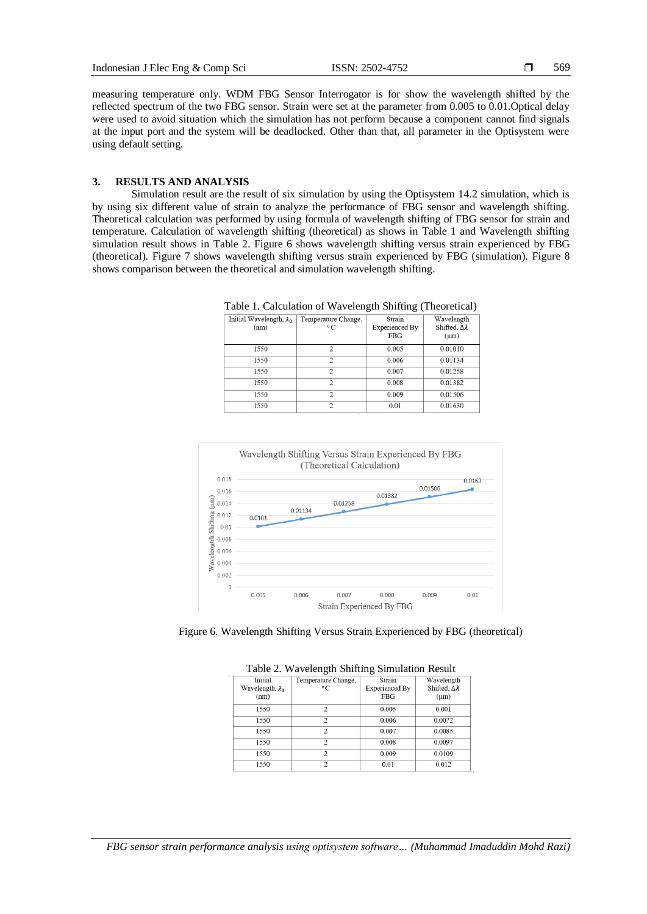measuring temperature only. WDM FBG Sensor Interrogator is for show the wavelength shifted by the reflected spectrum of the two FBG sensor. Strain were set at the parameter from 0.005 to 0.01.Optical delay were used to avoid situation which the simulation has not perform because a component cannot find signals at the input port and the system will be deadlocked. Other than that, all parameter in the Optisystem were using default setting.

## 3. RESULTS AND ANALYSIS

Simulation result are the result of six simulation by using the Optisystem 14.2 simulation, which is by using six different value of strain to analyze the performance of FBG sensor and wavelength shifting. Theoretical calculation was performed by using formula of wavelength shifting of FBG sensor for strain and temperature. Calculation of wavelength shifting (theoretical) as shows in Table 1 and Wavelength shifting simulation result shows in Table 2. Figure 6 shows wavelength shifting versus strain experienced by FBG (theoretical). Figure 7 shows wavelength shifting versus strain experienced by FBG (simulation). Figure 8 shows comparison between the theoretical and simulation wavelength shifting.

Table 1. Calculation of Wavelength Shifting (Theoretical)

| Initial Wavelength, $\lambda_0$ (nm) | Temperature Change, °C | Strain Experienced By FBG | Wavelength Shifted, $\Delta\lambda$ (µm) |
|---|---|---|---|
| 1550 | 2 | 0.005 | 0.01010 |
| 1550 | 2 | 0.006 | 0.01134 |
| 1550 | 2 | 0.007 | 0.01258 |
| 1550 | 2 | 0.008 | 0.01382 |
| 1550 | 2 | 0.009 | 0.01506 |
| 1550 | 2 | 0.01 | 0.01630 |

Wavelength Shifting Versus Strain Experienced By FBG
(Theoretical Calculation)

Wavelength Shifting (µm)

0.018
0.016
0.014
0.012
0.01
0.008
0.006
0.004
0.002
0

0.0101
0.01134
0.01258
0.01382
0.01506
0.0163

0.005
0.006
0.007
0.008
0.009
0.01

Strain Experienced By FBG

Figure 6. Wavelength Shifting Versus Strain Experienced by FBG (theoretical)

Table 2. Wavelength Shifting Simulation Result

| Initial Wavelength, $\lambda_0$ (nm) | Temperature Change, °C | Strain Experienced By FBG | Wavelength Shifted, $\Delta\lambda$ (µm) |
|---|---|---|---|
| 1550 | 2 | 0.005 | 0.001 |
| 1550 | 2 | 0.006 | 0.0072 |
| 1550 | 2 | 0.007 | 0.0085 |
| 1550 | 2 | 0.008 | 0.0097 |
| 1550 | 2 | 0.009 | 0.0109 |
| 1550 | 2 | 0.01 | 0.012 |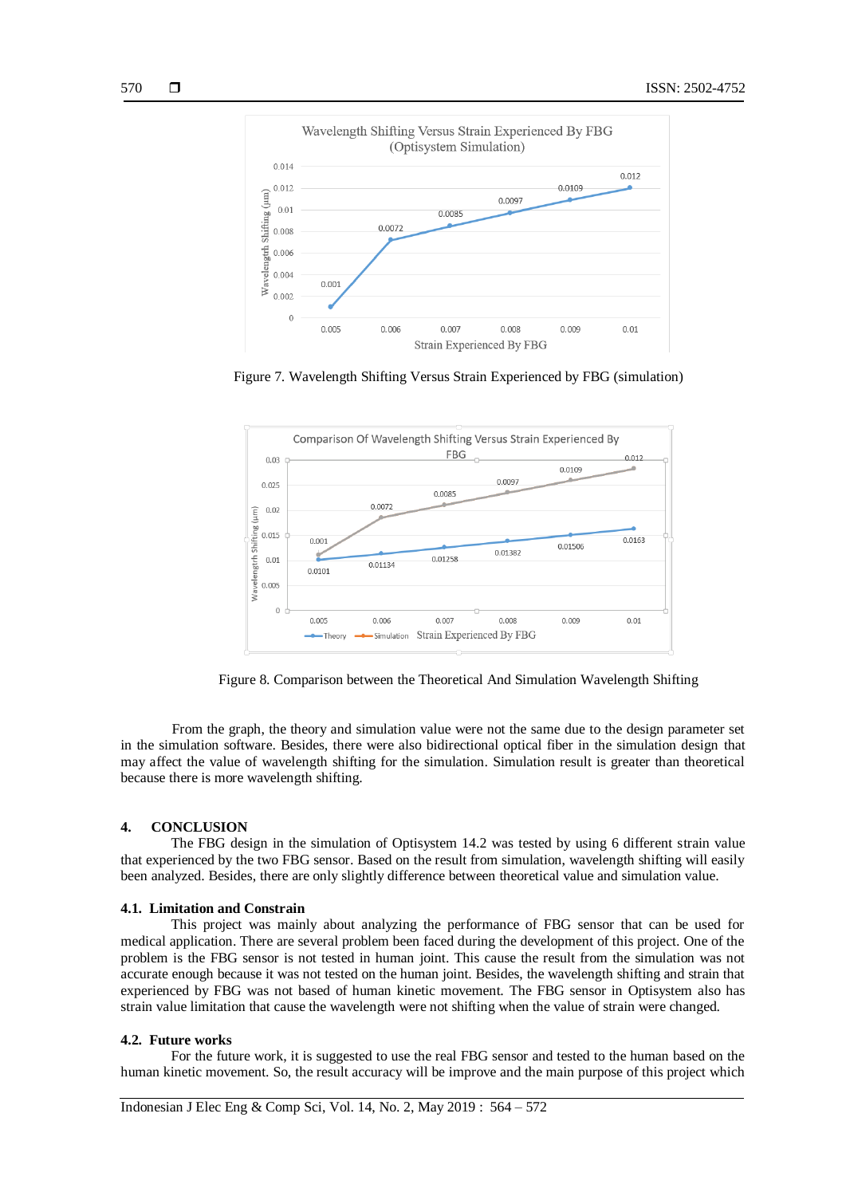Wavelength Shifting Versus Strain Experienced By FBG
(Optisystem Simulation)

Wavelength Shifting (µm)

0.014
0.012
0.01
0.008
0.006
0.004
0.002
0

0.001
0.0072
0.0085
0.0097
0.0109
0.012

0.005
0.006
0.007
0.008
0.009
0.01

Strain Experienced By FBG

Figure 7. Wavelength Shifting Versus Strain Experienced by FBG (simulation)

Comparison Of Wavelength Shifting Versus Strain Experienced By FBG

Wavelength Shifting (µm)

0.03
0.025
0.02
0.015
0.01
0.005
0

0.001
0.0072
0.0085
0.0097
0.0109
0.012

0.0101
0.01134
0.01258
0.01382
0.01506
0.0163

0.005
0.006
0.007
0.008
0.009
0.01

Theory
Simulation
Strain Experienced By FBG

Figure 8. Comparison between the Theoretical And Simulation Wavelength Shifting

From the graph, the theory and simulation value were not the same due to the design parameter set in the simulation software. Besides, there were also bidirectional optical fiber in the simulation design that may affect the value of wavelength shifting for the simulation. Simulation result is greater than theoretical because there is more wavelength shifting.

## 4. CONCLUSION

The FBG design in the simulation of Optisystem 14.2 was tested by using 6 different strain value that experienced by the two FBG sensor. Based on the result from simulation, wavelength shifting will easily been analyzed. Besides, there are only slightly difference between theoretical value and simulation value.

### 4.1. Limitation and Constrain

This project was mainly about analyzing the performance of FBG sensor that can be used for medical application. There are several problem been faced during the development of this project. One of the problem is the FBG sensor is not tested in human joint. This cause the result from the simulation was not accurate enough because it was not tested on the human joint. Besides, the wavelength shifting and strain that experienced by FBG was not based of human kinetic movement. The FBG sensor in Optisystem also has strain value limitation that cause the wavelength were not shifting when the value of strain were changed.

### 4.2. Future works

For the future work, it is suggested to use the real FBG sensor and tested to the human based on the human kinetic movement. So, the result accuracy will be improve and the main purpose of this project which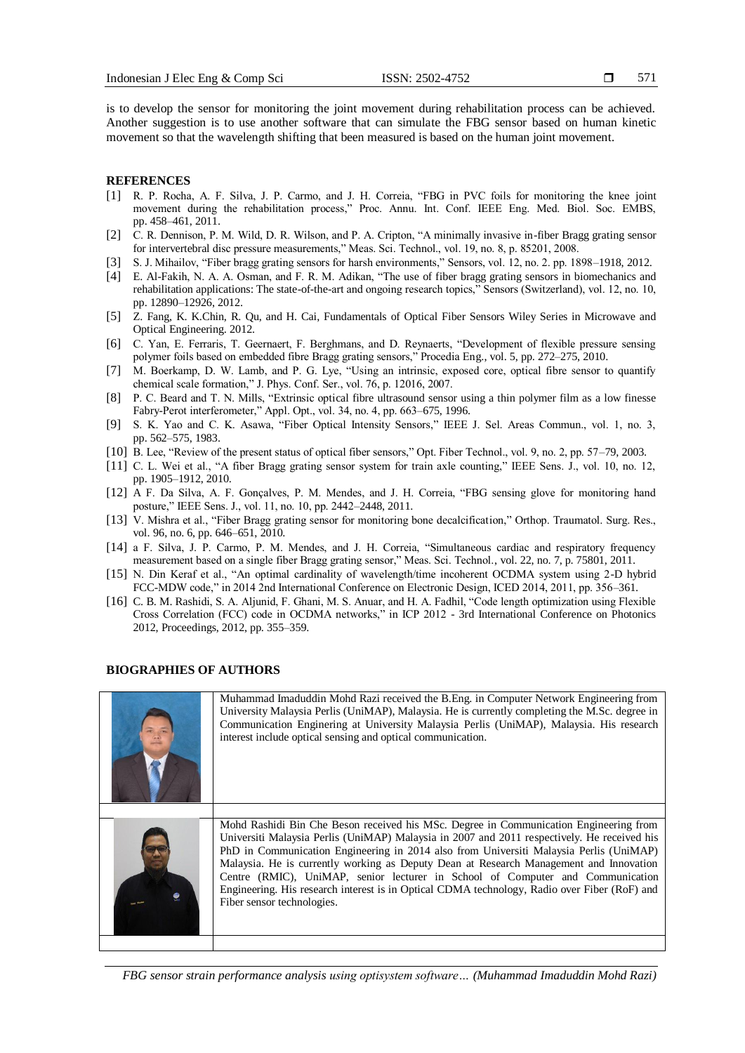is to develop the sensor for monitoring the joint movement during rehabilitation process can be achieved. Another suggestion is to use another software that can simulate the FBG sensor based on human kinetic movement so that the wavelength shifting that been measured is based on the human joint movement.

## REFERENCES

[1] R. P. Rocha, A. F. Silva, J. P. Carmo, and J. H. Correia, "FBG in PVC foils for monitoring the knee joint movement during the rehabilitation process," Proc. Annu. Int. Conf. IEEE Eng. Med. Biol. Soc. EMBS, pp. 458–461, 2011.

[2] C. R. Dennison, P. M. Wild, D. R. Wilson, and P. A. Cripton, "A minimally invasive in-fiber Bragg grating sensor for intervertebral disc pressure measurements," Meas. Sci. Technol., vol. 19, no. 8, p. 85201, 2008.

[3] S. J. Mihailov, "Fiber bragg grating sensors for harsh environments," Sensors, vol. 12, no. 2. pp. 1898–1918, 2012.

[4] E. Al-Fakih, N. A. A. Osman, and F. R. M. Adikan, "The use of fiber bragg grating sensors in biomechanics and rehabilitation applications: The state-of-the-art and ongoing research topics," Sensors (Switzerland), vol. 12, no. 10, pp. 12890–12926, 2012.

[5] Z. Fang, K. K.Chin, R. Qu, and H. Cai, Fundamentals of Optical Fiber Sensors Wiley Series in Microwave and Optical Engineering. 2012.

[6] C. Yan, E. Ferraris, T. Geernaert, F. Berghmans, and D. Reynaerts, "Development of flexible pressure sensing polymer foils based on embedded fibre Bragg grating sensors," Procedia Eng., vol. 5, pp. 272–275, 2010.

[7] M. Boerkamp, D. W. Lamb, and P. G. Lye, "Using an intrinsic, exposed core, optical fibre sensor to quantify chemical scale formation," J. Phys. Conf. Ser., vol. 76, p. 12016, 2007.

[8] P. C. Beard and T. N. Mills, "Extrinsic optical fibre ultrasound sensor using a thin polymer film as a low finesse Fabry-Perot interferometer," Appl. Opt., vol. 34, no. 4, pp. 663–675, 1996.

[9] S. K. Yao and C. K. Asawa, "Fiber Optical Intensity Sensors," IEEE J. Sel. Areas Commun., vol. 1, no. 3, pp. 562–575, 1983.

[10] B. Lee, "Review of the present status of optical fiber sensors," Opt. Fiber Technol., vol. 9, no. 2, pp. 57–79, 2003.

[11] C. L. Wei et al., "A fiber Bragg grating sensor system for train axle counting," IEEE Sens. J., vol. 10, no. 12, pp. 1905–1912, 2010.

[12] A F. Da Silva, A. F. Gonçalves, P. M. Mendes, and J. H. Correia, "FBG sensing glove for monitoring hand posture," IEEE Sens. J., vol. 11, no. 10, pp. 2442–2448, 2011.

[13] V. Mishra et al., "Fiber Bragg grating sensor for monitoring bone decalcification," Orthop. Traumatol. Surg. Res., vol. 96, no. 6, pp. 646–651, 2010.

[14] a F. Silva, J. P. Carmo, P. M. Mendes, and J. H. Correia, "Simultaneous cardiac and respiratory frequency measurement based on a single fiber Bragg grating sensor," Meas. Sci. Technol., vol. 22, no. 7, p. 75801, 2011.

[15] N. Din Keraf et al., "An optimal cardinality of wavelength/time incoherent OCDMA system using 2-D hybrid FCC-MDW code," in 2014 2nd International Conference on Electronic Design, ICED 2014, 2011, pp. 356–361.

[16] C. B. M. Rashidi, S. A. Aljunid, F. Ghani, M. S. Anuar, and H. A. Fadhil, "Code length optimization using Flexible Cross Correlation (FCC) code in OCDMA networks," in ICP 2012 - 3rd International Conference on Photonics 2012, Proceedings, 2012, pp. 355–359.

## BIOGRAPHIES OF AUTHORS

Muhammad Imaduddin Mohd Razi received the B.Eng. in Computer Network Engineering from University Malaysia Perlis (UniMAP), Malaysia. He is currently completing the M.Sc. degree in Communication Enginering at University Malaysia Perlis (UniMAP), Malaysia. His research interest include optical sensing and optical communication.

Mohd Rashidi Bin Che Beson received his MSc. Degree in Communication Engineering from Universiti Malaysia Perlis (UniMAP) Malaysia in 2007 and 2011 respectively. He received his PhD in Communication Engineering in 2014 also from Universiti Malaysia Perlis (UniMAP) Malaysia. He is currently working as Deputy Dean at Research Management and Innovation Centre (RMIC), UniMAP, senior lecturer in School of Computer and Communication Engineering. His research interest is in Optical CDMA technology, Radio over Fiber (RoF) and Fiber sensor technologies.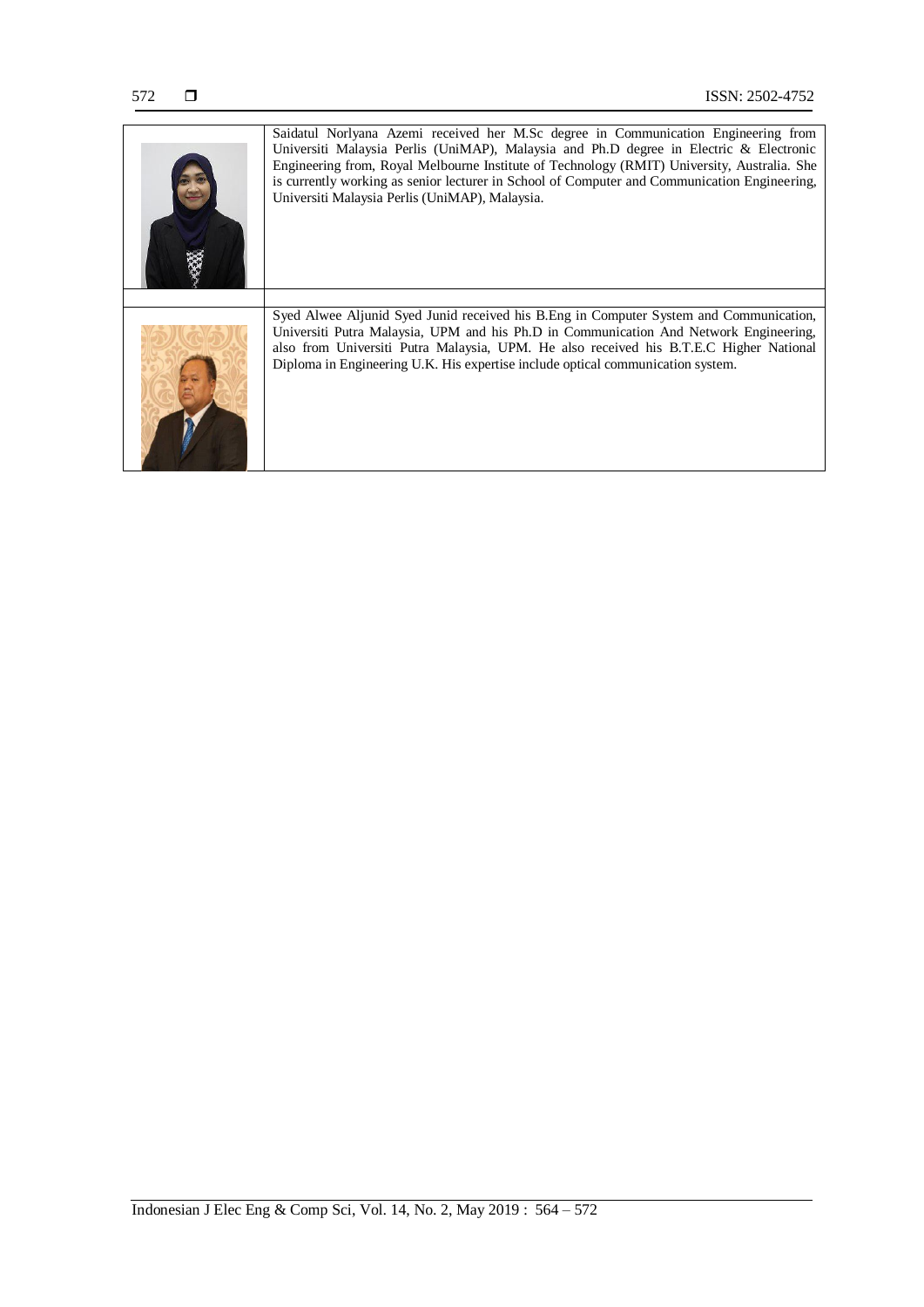Saidatul Norlyana Azemi received her M.Sc degree in Communication Engineering from Universiti Malaysia Perlis (UniMAP), Malaysia and Ph.D degree in Electric & Electronic Engineering from, Royal Melbourne Institute of Technology (RMIT) University, Australia. She is currently working as senior lecturer in School of Computer and Communication Engineering, Universiti Malaysia Perlis (UniMAP), Malaysia.

Syed Alwee Aljunid Syed Junid received his B.Eng in Computer System and Communication, Universiti Putra Malaysia, UPM and his Ph.D in Communication And Network Engineering, also from Universiti Putra Malaysia, UPM. He also received his B.T.E.C Higher National Diploma in Engineering U.K. His expertise include optical communication system.